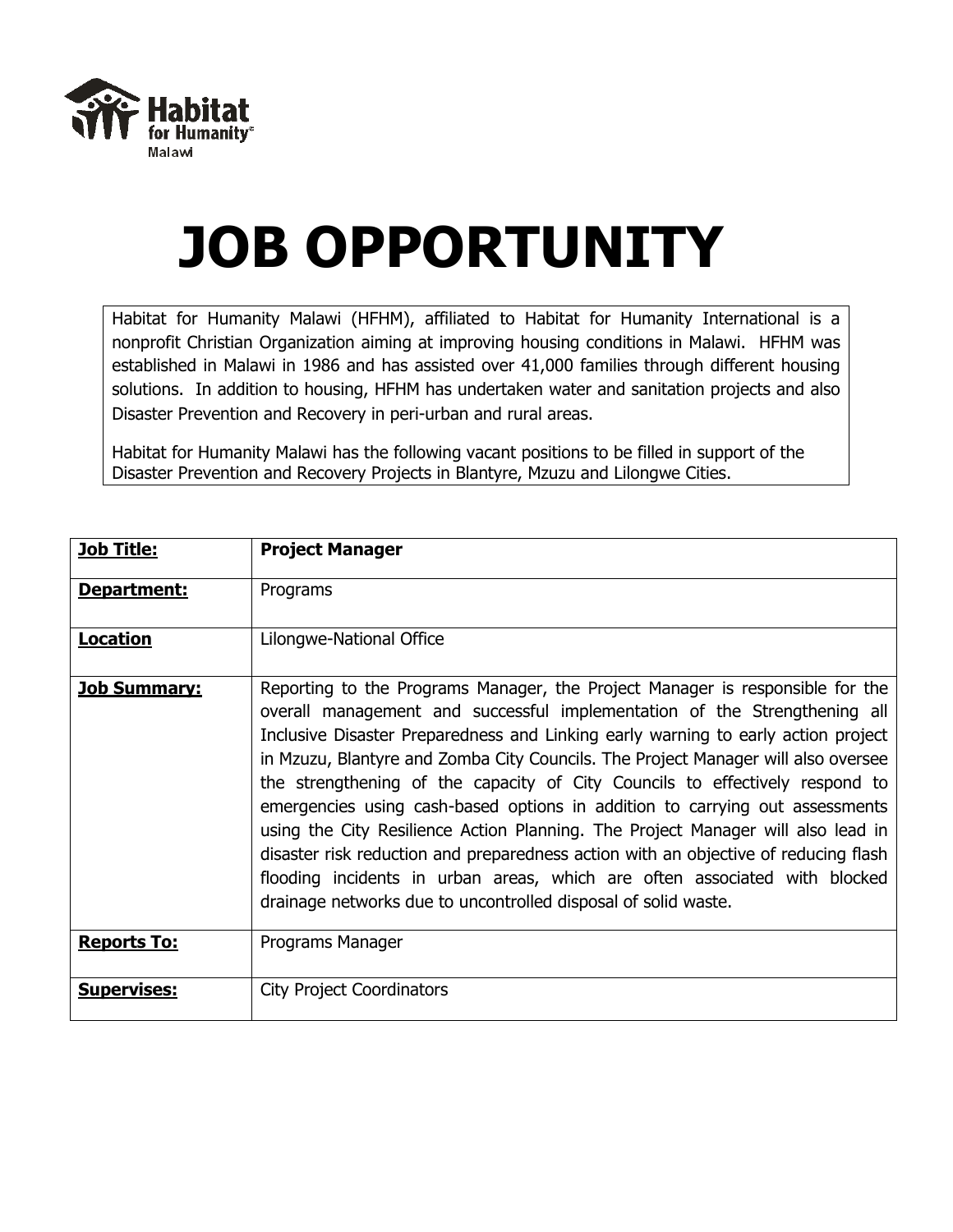Habitat for Humanity Malawi

# JOB OPPORTUNITY

Habitat for Humanity Malawi (HFHM), affiliated to Habitat for Humanity International is a nonprofit Christian Organization aiming at improving housing conditions in Malawi. HFHM was established in Malawi in 1986 and has assisted over 41,000 families through different housing solutions. In addition to housing, HFHM has undertaken water and sanitation projects and also Disaster Prevention and Recovery in peri-urban and rural areas.

Habitat for Humanity Malawi has the following vacant positions to be filled in support of the Disaster Prevention and Recovery Projects in Blantyre, Mzuzu and Lilongwe Cities.

| **Job Title:** | **Project Manager** |
|---|---|
| **Department:** | Programs |
| **Location** | Lilongwe-National Office |
| **Job Summary:** | Reporting to the Programs Manager, the Project Manager is responsible for the overall management and successful implementation of the Strengthening all Inclusive Disaster Preparedness and Linking early warning to early action project in Mzuzu, Blantyre and Zomba City Councils. The Project Manager will also oversee the strengthening of the capacity of City Councils to effectively respond to emergencies using cash-based options in addition to carrying out assessments using the City Resilience Action Planning. The Project Manager will also lead in disaster risk reduction and preparedness action with an objective of reducing flash flooding incidents in urban areas, which are often associated with blocked drainage networks due to uncontrolled disposal of solid waste. |
| **Reports To:** | Programs Manager |
| **Supervises:** | City Project Coordinators |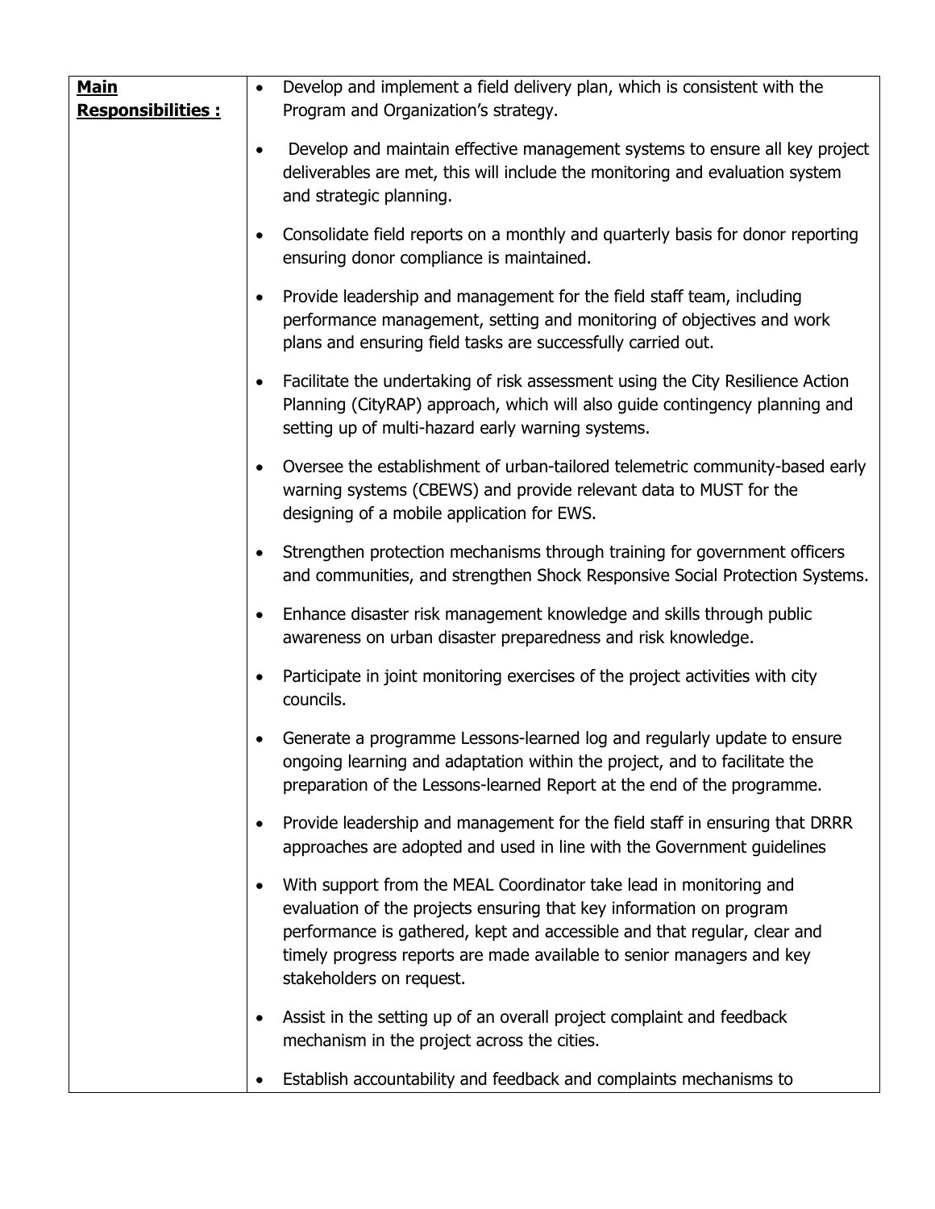| **Main Responsibilities :** | <ul><li>Develop and implement a field delivery plan, which is consistent with the Program and Organization's strategy.</li><li>Develop and maintain effective management systems to ensure all key project deliverables are met, this will include the monitoring and evaluation system and strategic planning.</li><li>Consolidate field reports on a monthly and quarterly basis for donor reporting ensuring donor compliance is maintained.</li><li>Provide leadership and management for the field staff team, including performance management, setting and monitoring of objectives and work plans and ensuring field tasks are successfully carried out.</li><li>Facilitate the undertaking of risk assessment using the City Resilience Action Planning (CityRAP) approach, which will also guide contingency planning and setting up of multi-hazard early warning systems.</li><li>Oversee the establishment of urban-tailored telemetric community-based early warning systems (CBEWS) and provide relevant data to MUST for the designing of a mobile application for EWS.</li><li>Strengthen protection mechanisms through training for government officers and communities, and strengthen Shock Responsive Social Protection Systems.</li><li>Enhance disaster risk management knowledge and skills through public awareness on urban disaster preparedness and risk knowledge.</li><li>Participate in joint monitoring exercises of the project activities with city councils.</li><li>Generate a programme Lessons-learned log and regularly update to ensure ongoing learning and adaptation within the project, and to facilitate the preparation of the Lessons-learned Report at the end of the programme.</li><li>Provide leadership and management for the field staff in ensuring that DRRR approaches are adopted and used in line with the Government guidelines</li><li>With support from the MEAL Coordinator take lead in monitoring and evaluation of the projects ensuring that key information on program performance is gathered, kept and accessible and that regular, clear and timely progress reports are made available to senior managers and key stakeholders on request.</li><li>Assist in the setting up of an overall project complaint and feedback mechanism in the project across the cities.</li><li>Establish accountability and feedback and complaints mechanisms to</li></ul> |
|---|---|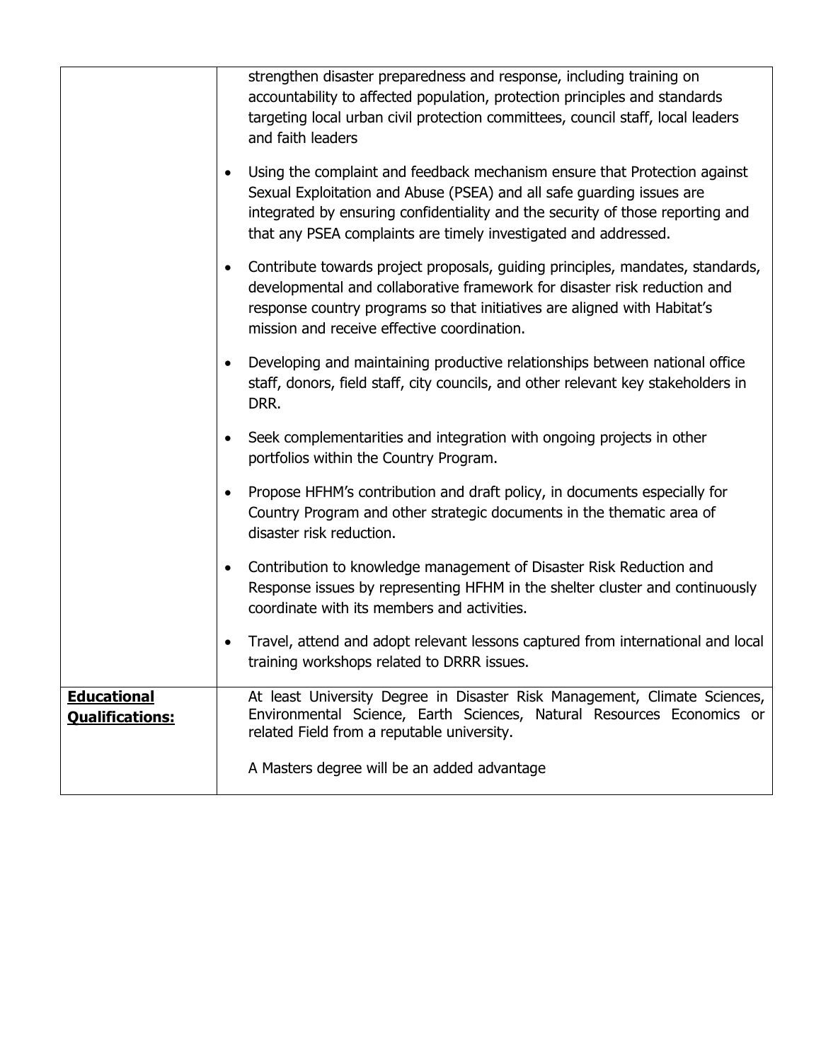| | |
|---|---|
| | strengthen disaster preparedness and response, including training on accountability to affected population, protection principles and standards targeting local urban civil protection committees, council staff, local leaders and faith leaders<br><br>• Using the complaint and feedback mechanism ensure that Protection against Sexual Exploitation and Abuse (PSEA) and all safe guarding issues are integrated by ensuring confidentiality and the security of those reporting and that any PSEA complaints are timely investigated and addressed.<br><br>• Contribute towards project proposals, guiding principles, mandates, standards, developmental and collaborative framework for disaster risk reduction and response country programs so that initiatives are aligned with Habitat's mission and receive effective coordination.<br><br>• Developing and maintaining productive relationships between national office staff, donors, field staff, city councils, and other relevant key stakeholders in DRR.<br><br>• Seek complementarities and integration with ongoing projects in other portfolios within the Country Program.<br><br>• Propose HFHM's contribution and draft policy, in documents especially for Country Program and other strategic documents in the thematic area of disaster risk reduction.<br><br>• Contribution to knowledge management of Disaster Risk Reduction and Response issues by representing HFHM in the shelter cluster and continuously coordinate with its members and activities.<br><br>• Travel, attend and adopt relevant lessons captured from international and local training workshops related to DRRR issues. |
| **Educational Qualifications:** | At least University Degree in Disaster Risk Management, Climate Sciences, Environmental Science, Earth Sciences, Natural Resources Economics or related Field from a reputable university.<br><br>A Masters degree will be an added advantage |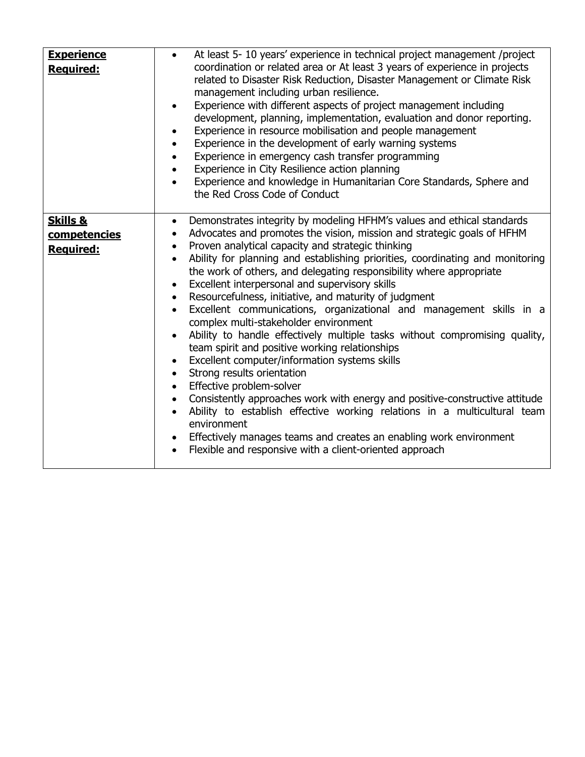| | |
|---|---|
| **Experience Required:** | • At least 5- 10 years' experience in technical project management /project coordination or related area or At least 3 years of experience in projects related to Disaster Risk Reduction, Disaster Management or Climate Risk management including urban resilience.<br>• Experience with different aspects of project management including development, planning, implementation, evaluation and donor reporting.<br>• Experience in resource mobilisation and people management<br>• Experience in the development of early warning systems<br>• Experience in emergency cash transfer programming<br>• Experience in City Resilience action planning<br>• Experience and knowledge in Humanitarian Core Standards, Sphere and the Red Cross Code of Conduct |
| **Skills & competencies Required:** | • Demonstrates integrity by modeling HFHM's values and ethical standards<br>• Advocates and promotes the vision, mission and strategic goals of HFHM<br>• Proven analytical capacity and strategic thinking<br>• Ability for planning and establishing priorities, coordinating and monitoring the work of others, and delegating responsibility where appropriate<br>• Excellent interpersonal and supervisory skills<br>• Resourcefulness, initiative, and maturity of judgment<br>• Excellent communications, organizational and management skills in a complex multi-stakeholder environment<br>• Ability to handle effectively multiple tasks without compromising quality, team spirit and positive working relationships<br>• Excellent computer/information systems skills<br>• Strong results orientation<br>• Effective problem-solver<br>• Consistently approaches work with energy and positive-constructive attitude<br>• Ability to establish effective working relations in a multicultural team environment<br>• Effectively manages teams and creates an enabling work environment<br>• Flexible and responsive with a client-oriented approach |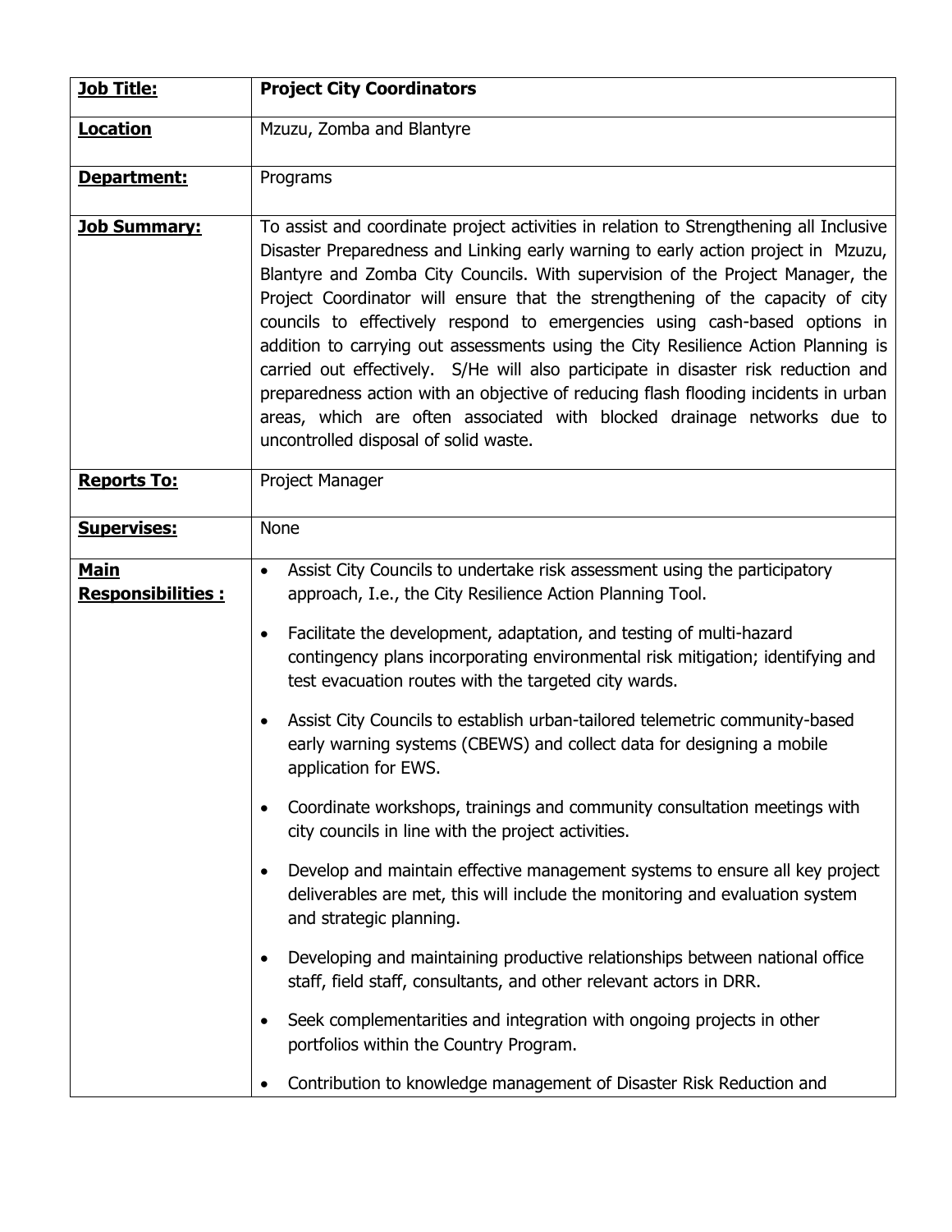| **Job Title:** | **Project City Coordinators** |
|---|---|
| **Location** | Mzuzu, Zomba and Blantyre |
| **Department:** | Programs |
| **Job Summary:** | To assist and coordinate project activities in relation to Strengthening all Inclusive Disaster Preparedness and Linking early warning to early action project in Mzuzu, Blantyre and Zomba City Councils. With supervision of the Project Manager, the Project Coordinator will ensure that the strengthening of the capacity of city councils to effectively respond to emergencies using cash-based options in addition to carrying out assessments using the City Resilience Action Planning is carried out effectively. S/He will also participate in disaster risk reduction and preparedness action with an objective of reducing flash flooding incidents in urban areas, which are often associated with blocked drainage networks due to uncontrolled disposal of solid waste. |
| **Reports To:** | Project Manager |
| **Supervises:** | None |
| **Main Responsibilities :** | • Assist City Councils to undertake risk assessment using the participatory approach, I.e., the City Resilience Action Planning Tool.<br>• Facilitate the development, adaptation, and testing of multi-hazard contingency plans incorporating environmental risk mitigation; identifying and test evacuation routes with the targeted city wards.<br>• Assist City Councils to establish urban-tailored telemetric community-based early warning systems (CBEWS) and collect data for designing a mobile application for EWS.<br>• Coordinate workshops, trainings and community consultation meetings with city councils in line with the project activities.<br>• Develop and maintain effective management systems to ensure all key project deliverables are met, this will include the monitoring and evaluation system and strategic planning.<br>• Developing and maintaining productive relationships between national office staff, field staff, consultants, and other relevant actors in DRR.<br>• Seek complementarities and integration with ongoing projects in other portfolios within the Country Program.<br>• Contribution to knowledge management of Disaster Risk Reduction and |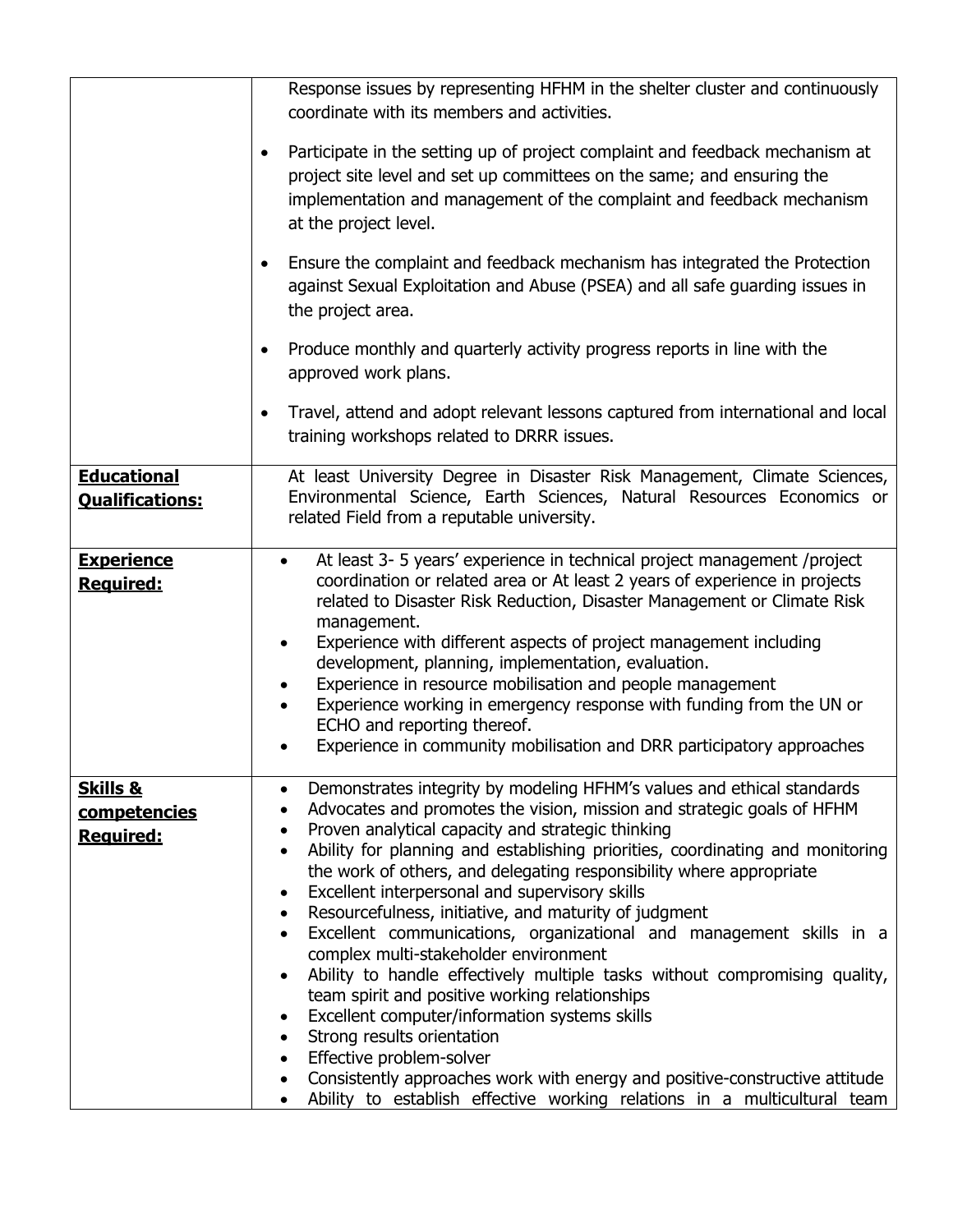| | |
|---|---|
| | Response issues by representing HFHM in the shelter cluster and continuously coordinate with its members and activities.<br>• Participate in the setting up of project complaint and feedback mechanism at project site level and set up committees on the same; and ensuring the implementation and management of the complaint and feedback mechanism at the project level.<br>• Ensure the complaint and feedback mechanism has integrated the Protection against Sexual Exploitation and Abuse (PSEA) and all safe guarding issues in the project area.<br>• Produce monthly and quarterly activity progress reports in line with the approved work plans.<br>• Travel, attend and adopt relevant lessons captured from international and local training workshops related to DRRR issues. |
| **Educational Qualifications:** | At least University Degree in Disaster Risk Management, Climate Sciences, Environmental Science, Earth Sciences, Natural Resources Economics or related Field from a reputable university. |
| **Experience Required:** | • At least 3- 5 years' experience in technical project management /project coordination or related area or At least 2 years of experience in projects related to Disaster Risk Reduction, Disaster Management or Climate Risk management.<br>• Experience with different aspects of project management including development, planning, implementation, evaluation.<br>• Experience in resource mobilisation and people management<br>• Experience working in emergency response with funding from the UN or ECHO and reporting thereof.<br>• Experience in community mobilisation and DRR participatory approaches |
| **Skills & competencies Required:** | • Demonstrates integrity by modeling HFHM's values and ethical standards<br>• Advocates and promotes the vision, mission and strategic goals of HFHM<br>• Proven analytical capacity and strategic thinking<br>• Ability for planning and establishing priorities, coordinating and monitoring the work of others, and delegating responsibility where appropriate<br>• Excellent interpersonal and supervisory skills<br>• Resourcefulness, initiative, and maturity of judgment<br>• Excellent communications, organizational and management skills in a complex multi-stakeholder environment<br>• Ability to handle effectively multiple tasks without compromising quality, team spirit and positive working relationships<br>• Excellent computer/information systems skills<br>• Strong results orientation<br>• Effective problem-solver<br>• Consistently approaches work with energy and positive-constructive attitude<br>• Ability to establish effective working relations in a multicultural team |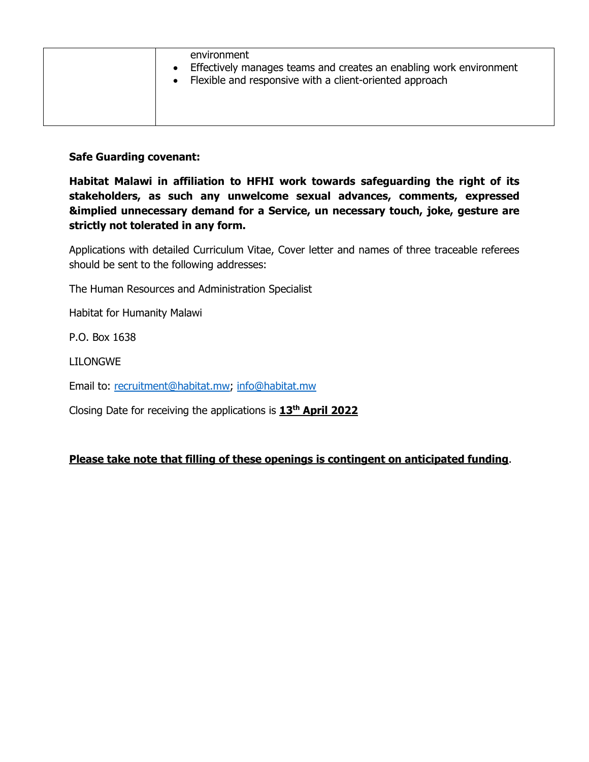| | |
|---|---|
| | environment<br>• Effectively manages teams and creates an enabling work environment<br>• Flexible and responsive with a client-oriented approach |

**Safe Guarding covenant:**

**Habitat Malawi in affiliation to HFHI work towards safeguarding the right of its stakeholders, as such any unwelcome sexual advances, comments, expressed &implied unnecessary demand for a Service, un necessary touch, joke, gesture are strictly not tolerated in any form.**

Applications with detailed Curriculum Vitae, Cover letter and names of three traceable referees should be sent to the following addresses:

The Human Resources and Administration Specialist

Habitat for Humanity Malawi

P.O. Box 1638

LILONGWE

Email to: recruitment@habitat.mw; info@habitat.mw

Closing Date for receiving the applications is **13th April 2022**

**Please take note that filling of these openings is contingent on anticipated funding**.